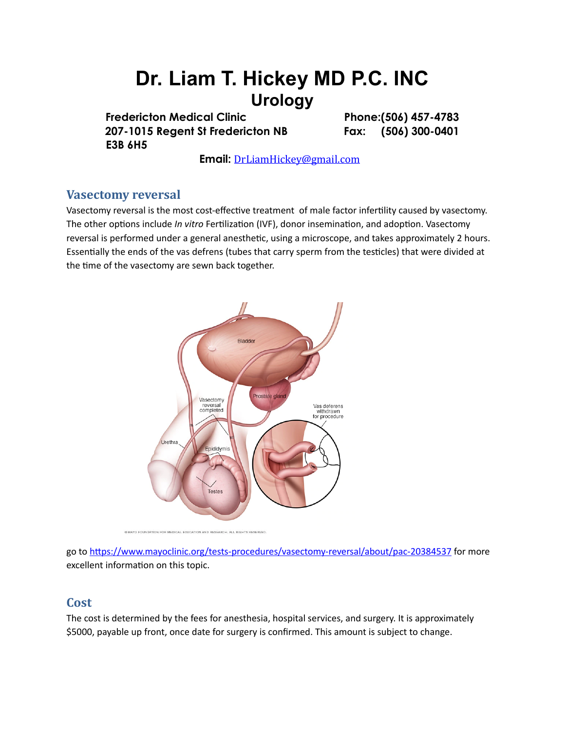# Dr. Liam T. Hickey MD P.C. INC

## Urology

**Fredericton Medical Clinic**
**207-1015 Regent St Fredericton NB**
**E3B 6H5**

**Phone:(506) 457-4783**
**Fax: (506) 300-0401**

**Email:** DrLiamHickey@gmail.com

## Vasectomy reversal

Vasectomy reversal is the most cost-effective treatment of male factor infertility caused by vasectomy. The other options include *In vitro* Fertilization (IVF), donor insemination, and adoption. Vasectomy reversal is performed under a general anesthetic, using a microscope, and takes approximately 2 hours. Essentially the ends of the vas defrens (tubes that carry sperm from the testicles) that were divided at the time of the vasectomy are sewn back together.

go to https://www.mayoclinic.org/tests-procedures/vasectomy-reversal/about/pac-20384537 for more excellent information on this topic.

## Cost

The cost is determined by the fees for anesthesia, hospital services, and surgery. It is approximately $5000, payable up front, once date for surgery is confirmed. This amount is subject to change.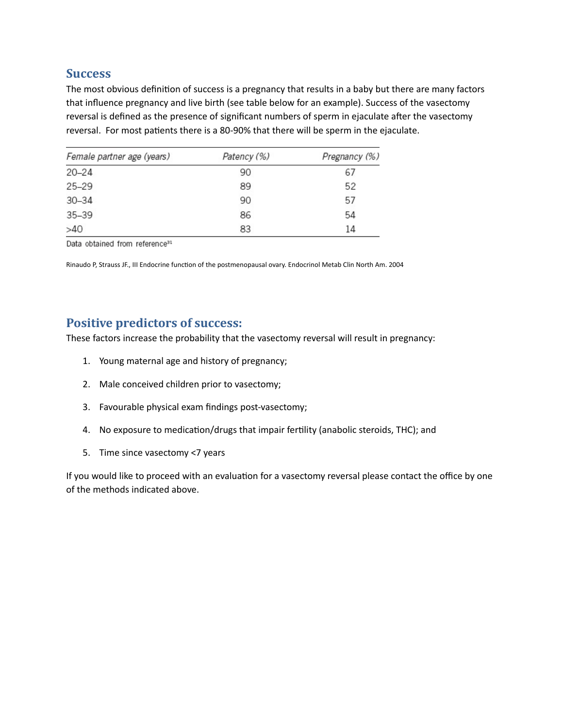## Success

The most obvious definition of success is a pregnancy that results in a baby but there are many factors that influence pregnancy and live birth (see table below for an example). Success of the vasectomy reversal is defined as the presence of significant numbers of sperm in ejaculate after the vasectomy reversal. For most patients there is a 80-90% that there will be sperm in the ejaculate.

| *Female partner age (years)* | *Patency (%)* | *Pregnancy (%)* |
|---|---|---|
| 20–24 | 90 | 67 |
| 25–29 | 89 | 52 |
| 30–34 | 90 | 57 |
| 35–39 | 86 | 54 |
| >40 | 83 | 14 |

Data obtained from reference[31]

Rinaudo P, Strauss JF., III Endocrine function of the postmenopausal ovary. Endocrinol Metab Clin North Am. 2004

## Positive predictors of success:

These factors increase the probability that the vasectomy reversal will result in pregnancy:

1. Young maternal age and history of pregnancy;
2. Male conceived children prior to vasectomy;
3. Favourable physical exam findings post-vasectomy;
4. No exposure to medication/drugs that impair fertility (anabolic steroids, THC); and
5. Time since vasectomy <7 years

If you would like to proceed with an evaluation for a vasectomy reversal please contact the office by one of the methods indicated above.